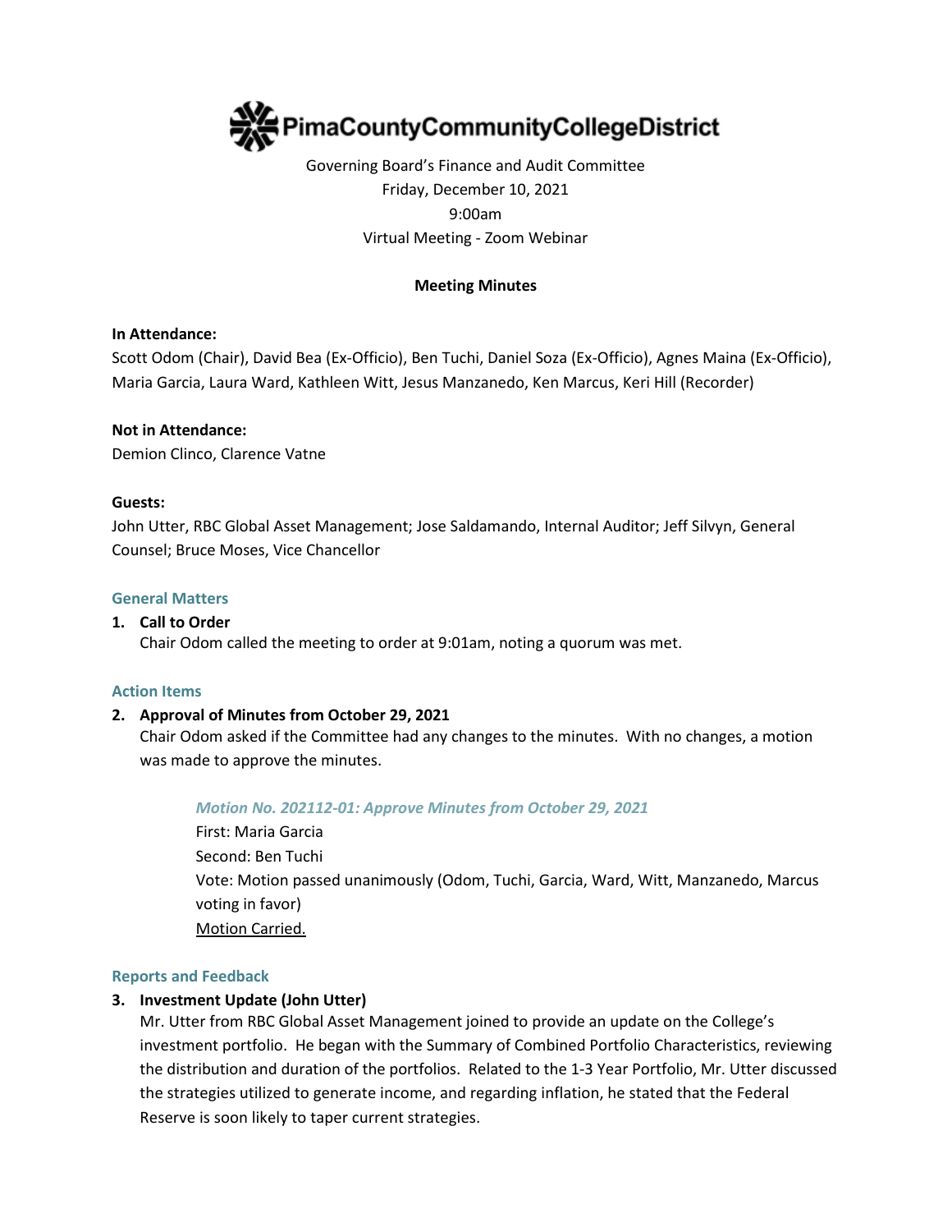# PimaCountyCommunityCollegeDistrict

Governing Board's Finance and Audit Committee
Friday, December 10, 2021
9:00am
Virtual Meeting - Zoom Webinar

**Meeting Minutes**

**In Attendance:**
Scott Odom (Chair), David Bea (Ex-Officio), Ben Tuchi, Daniel Soza (Ex-Officio), Agnes Maina (Ex-Officio), Maria Garcia, Laura Ward, Kathleen Witt, Jesus Manzanedo, Ken Marcus, Keri Hill (Recorder)

**Not in Attendance:**
Demion Clinco, Clarence Vatne

**Guests:**
John Utter, RBC Global Asset Management; Jose Saldamando, Internal Auditor; Jeff Silvyn, General Counsel; Bruce Moses, Vice Chancellor

## General Matters

1. **Call to Order**
   Chair Odom called the meeting to order at 9:01am, noting a quorum was met.

## Action Items

2. **Approval of Minutes from October 29, 2021**
   Chair Odom asked if the Committee had any changes to the minutes. With no changes, a motion was made to approve the minutes.

   *Motion No. 202112-01: Approve Minutes from October 29, 2021*
   First: Maria Garcia
   Second: Ben Tuchi
   Vote: Motion passed unanimously (Odom, Tuchi, Garcia, Ward, Witt, Manzanedo, Marcus voting in favor)
   Motion Carried.

## Reports and Feedback

3. **Investment Update (John Utter)**
   Mr. Utter from RBC Global Asset Management joined to provide an update on the College's investment portfolio. He began with the Summary of Combined Portfolio Characteristics, reviewing the distribution and duration of the portfolios. Related to the 1-3 Year Portfolio, Mr. Utter discussed the strategies utilized to generate income, and regarding inflation, he stated that the Federal Reserve is soon likely to taper current strategies.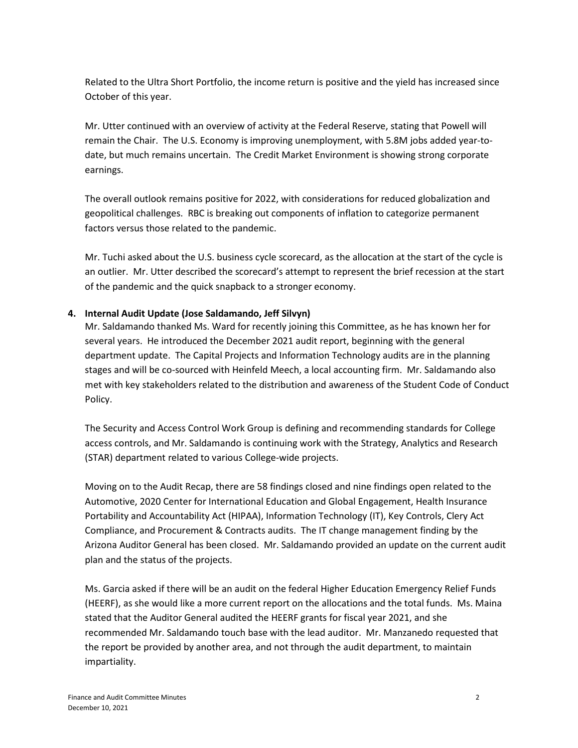Related to the Ultra Short Portfolio, the income return is positive and the yield has increased since October of this year.

Mr. Utter continued with an overview of activity at the Federal Reserve, stating that Powell will remain the Chair. The U.S. Economy is improving unemployment, with 5.8M jobs added year-to-date, but much remains uncertain. The Credit Market Environment is showing strong corporate earnings.

The overall outlook remains positive for 2022, with considerations for reduced globalization and geopolitical challenges. RBC is breaking out components of inflation to categorize permanent factors versus those related to the pandemic.

Mr. Tuchi asked about the U.S. business cycle scorecard, as the allocation at the start of the cycle is an outlier. Mr. Utter described the scorecard's attempt to represent the brief recession at the start of the pandemic and the quick snapback to a stronger economy.

**4. Internal Audit Update (Jose Saldamando, Jeff Silvyn)**

Mr. Saldamando thanked Ms. Ward for recently joining this Committee, as he has known her for several years. He introduced the December 2021 audit report, beginning with the general department update. The Capital Projects and Information Technology audits are in the planning stages and will be co-sourced with Heinfeld Meech, a local accounting firm. Mr. Saldamando also met with key stakeholders related to the distribution and awareness of the Student Code of Conduct Policy.

The Security and Access Control Work Group is defining and recommending standards for College access controls, and Mr. Saldamando is continuing work with the Strategy, Analytics and Research (STAR) department related to various College-wide projects.

Moving on to the Audit Recap, there are 58 findings closed and nine findings open related to the Automotive, 2020 Center for International Education and Global Engagement, Health Insurance Portability and Accountability Act (HIPAA), Information Technology (IT), Key Controls, Clery Act Compliance, and Procurement & Contracts audits. The IT change management finding by the Arizona Auditor General has been closed. Mr. Saldamando provided an update on the current audit plan and the status of the projects.

Ms. Garcia asked if there will be an audit on the federal Higher Education Emergency Relief Funds (HEERF), as she would like a more current report on the allocations and the total funds. Ms. Maina stated that the Auditor General audited the HEERF grants for fiscal year 2021, and she recommended Mr. Saldamando touch base with the lead auditor. Mr. Manzanedo requested that the report be provided by another area, and not through the audit department, to maintain impartiality.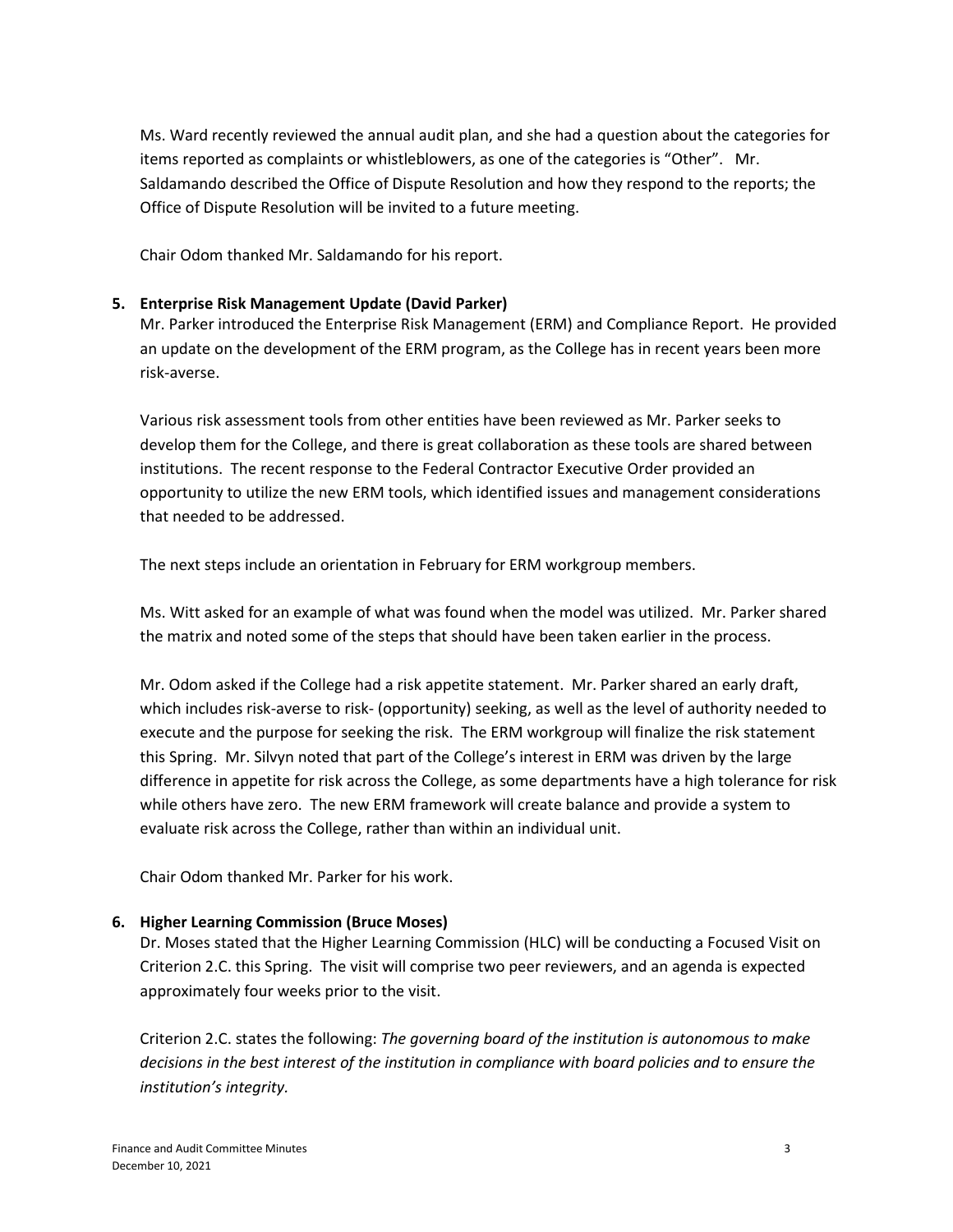Ms. Ward recently reviewed the annual audit plan, and she had a question about the categories for items reported as complaints or whistleblowers, as one of the categories is "Other". Mr. Saldamando described the Office of Dispute Resolution and how they respond to the reports; the Office of Dispute Resolution will be invited to a future meeting.

Chair Odom thanked Mr. Saldamando for his report.

**5. Enterprise Risk Management Update (David Parker)**

Mr. Parker introduced the Enterprise Risk Management (ERM) and Compliance Report. He provided an update on the development of the ERM program, as the College has in recent years been more risk-averse.

Various risk assessment tools from other entities have been reviewed as Mr. Parker seeks to develop them for the College, and there is great collaboration as these tools are shared between institutions. The recent response to the Federal Contractor Executive Order provided an opportunity to utilize the new ERM tools, which identified issues and management considerations that needed to be addressed.

The next steps include an orientation in February for ERM workgroup members.

Ms. Witt asked for an example of what was found when the model was utilized. Mr. Parker shared the matrix and noted some of the steps that should have been taken earlier in the process.

Mr. Odom asked if the College had a risk appetite statement. Mr. Parker shared an early draft, which includes risk-averse to risk- (opportunity) seeking, as well as the level of authority needed to execute and the purpose for seeking the risk. The ERM workgroup will finalize the risk statement this Spring. Mr. Silvyn noted that part of the College's interest in ERM was driven by the large difference in appetite for risk across the College, as some departments have a high tolerance for risk while others have zero. The new ERM framework will create balance and provide a system to evaluate risk across the College, rather than within an individual unit.

Chair Odom thanked Mr. Parker for his work.

**6. Higher Learning Commission (Bruce Moses)**

Dr. Moses stated that the Higher Learning Commission (HLC) will be conducting a Focused Visit on Criterion 2.C. this Spring. The visit will comprise two peer reviewers, and an agenda is expected approximately four weeks prior to the visit.

Criterion 2.C. states the following: *The governing board of the institution is autonomous to make decisions in the best interest of the institution in compliance with board policies and to ensure the institution's integrity.*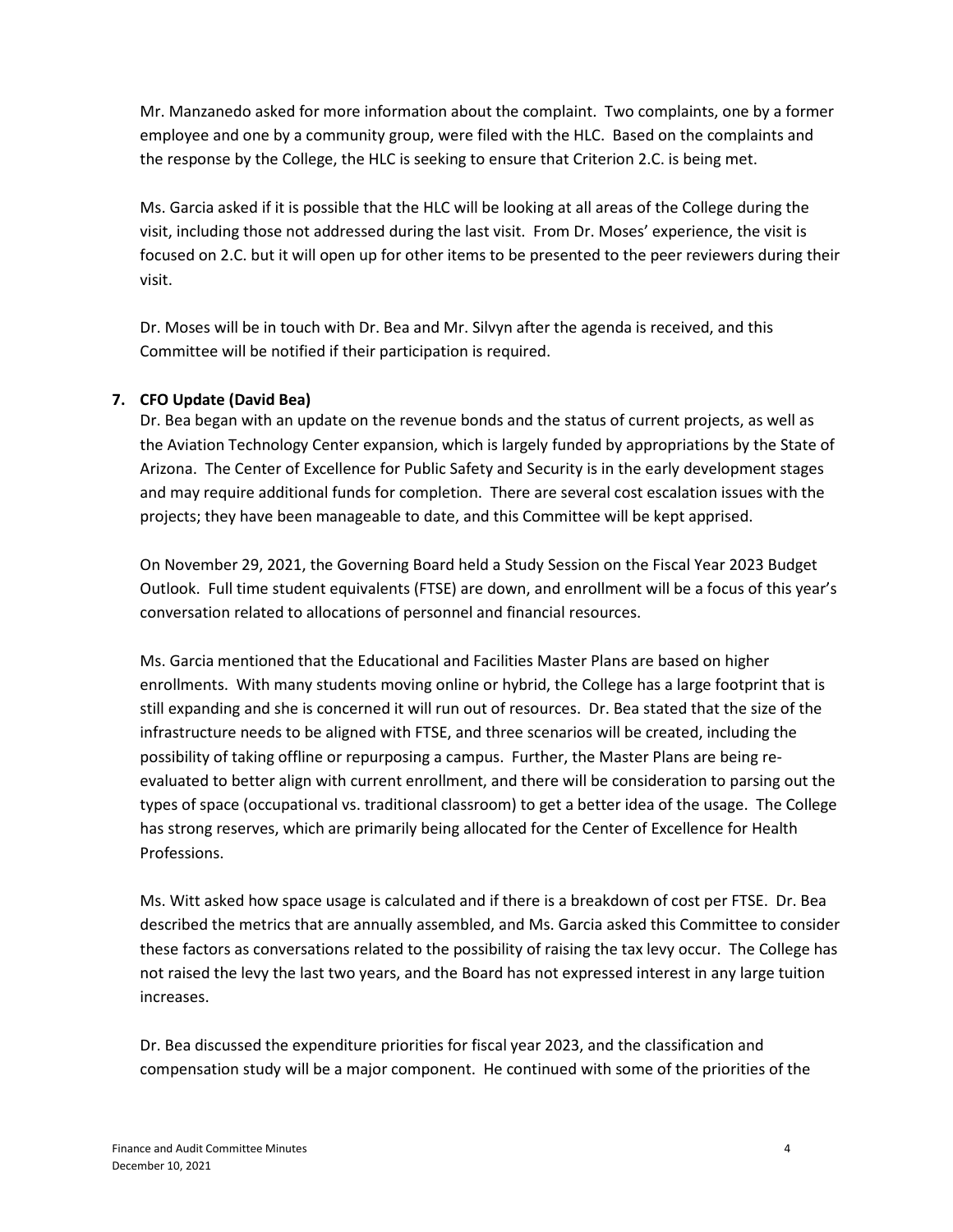Mr. Manzanedo asked for more information about the complaint. Two complaints, one by a former employee and one by a community group, were filed with the HLC. Based on the complaints and the response by the College, the HLC is seeking to ensure that Criterion 2.C. is being met.

Ms. Garcia asked if it is possible that the HLC will be looking at all areas of the College during the visit, including those not addressed during the last visit. From Dr. Moses' experience, the visit is focused on 2.C. but it will open up for other items to be presented to the peer reviewers during their visit.

Dr. Moses will be in touch with Dr. Bea and Mr. Silvyn after the agenda is received, and this Committee will be notified if their participation is required.

**7. CFO Update (David Bea)**

Dr. Bea began with an update on the revenue bonds and the status of current projects, as well as the Aviation Technology Center expansion, which is largely funded by appropriations by the State of Arizona. The Center of Excellence for Public Safety and Security is in the early development stages and may require additional funds for completion. There are several cost escalation issues with the projects; they have been manageable to date, and this Committee will be kept apprised.

On November 29, 2021, the Governing Board held a Study Session on the Fiscal Year 2023 Budget Outlook. Full time student equivalents (FTSE) are down, and enrollment will be a focus of this year's conversation related to allocations of personnel and financial resources.

Ms. Garcia mentioned that the Educational and Facilities Master Plans are based on higher enrollments. With many students moving online or hybrid, the College has a large footprint that is still expanding and she is concerned it will run out of resources. Dr. Bea stated that the size of the infrastructure needs to be aligned with FTSE, and three scenarios will be created, including the possibility of taking offline or repurposing a campus. Further, the Master Plans are being re-evaluated to better align with current enrollment, and there will be consideration to parsing out the types of space (occupational vs. traditional classroom) to get a better idea of the usage. The College has strong reserves, which are primarily being allocated for the Center of Excellence for Health Professions.

Ms. Witt asked how space usage is calculated and if there is a breakdown of cost per FTSE. Dr. Bea described the metrics that are annually assembled, and Ms. Garcia asked this Committee to consider these factors as conversations related to the possibility of raising the tax levy occur. The College has not raised the levy the last two years, and the Board has not expressed interest in any large tuition increases.

Dr. Bea discussed the expenditure priorities for fiscal year 2023, and the classification and compensation study will be a major component. He continued with some of the priorities of the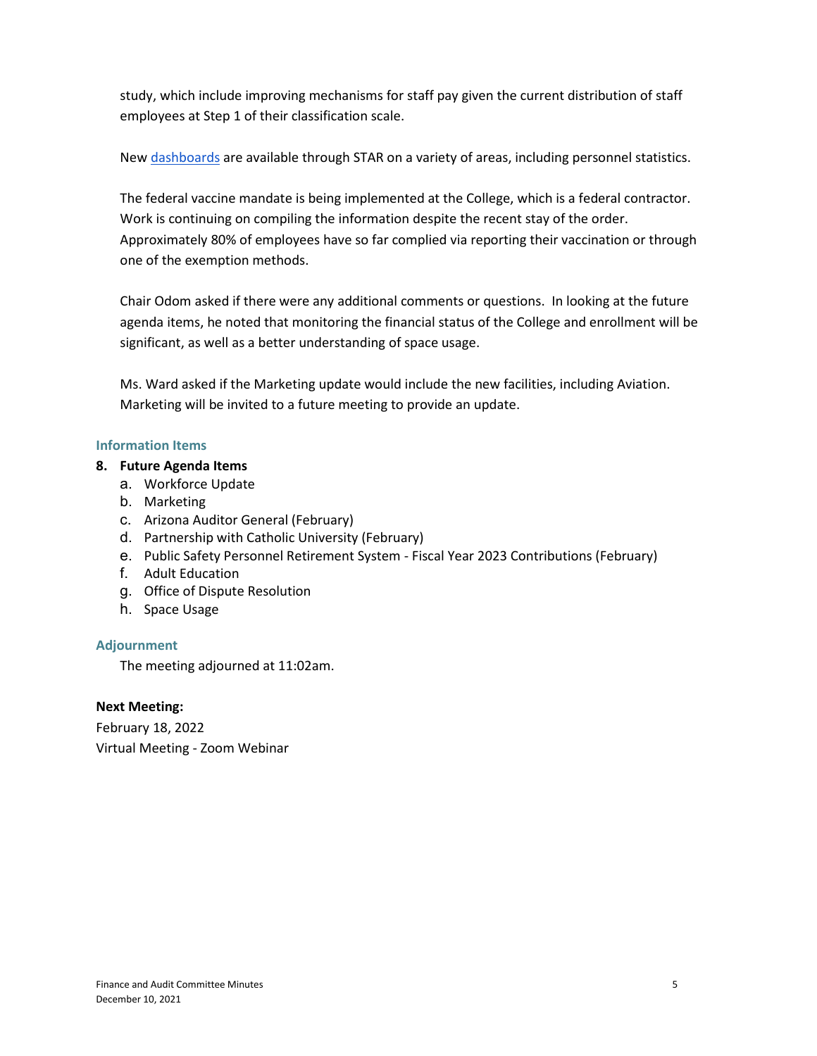study, which include improving mechanisms for staff pay given the current distribution of staff employees at Step 1 of their classification scale.

New dashboards are available through STAR on a variety of areas, including personnel statistics.

The federal vaccine mandate is being implemented at the College, which is a federal contractor. Work is continuing on compiling the information despite the recent stay of the order. Approximately 80% of employees have so far complied via reporting their vaccination or through one of the exemption methods.

Chair Odom asked if there were any additional comments or questions. In looking at the future agenda items, he noted that monitoring the financial status of the College and enrollment will be significant, as well as a better understanding of space usage.

Ms. Ward asked if the Marketing update would include the new facilities, including Aviation. Marketing will be invited to a future meeting to provide an update.

## Information Items

**8. Future Agenda Items**

a. Workforce Update
b. Marketing
c. Arizona Auditor General (February)
d. Partnership with Catholic University (February)
e. Public Safety Personnel Retirement System - Fiscal Year 2023 Contributions (February)
f. Adult Education
g. Office of Dispute Resolution
h. Space Usage

## Adjournment

The meeting adjourned at 11:02am.

**Next Meeting:**

February 18, 2022
Virtual Meeting - Zoom Webinar